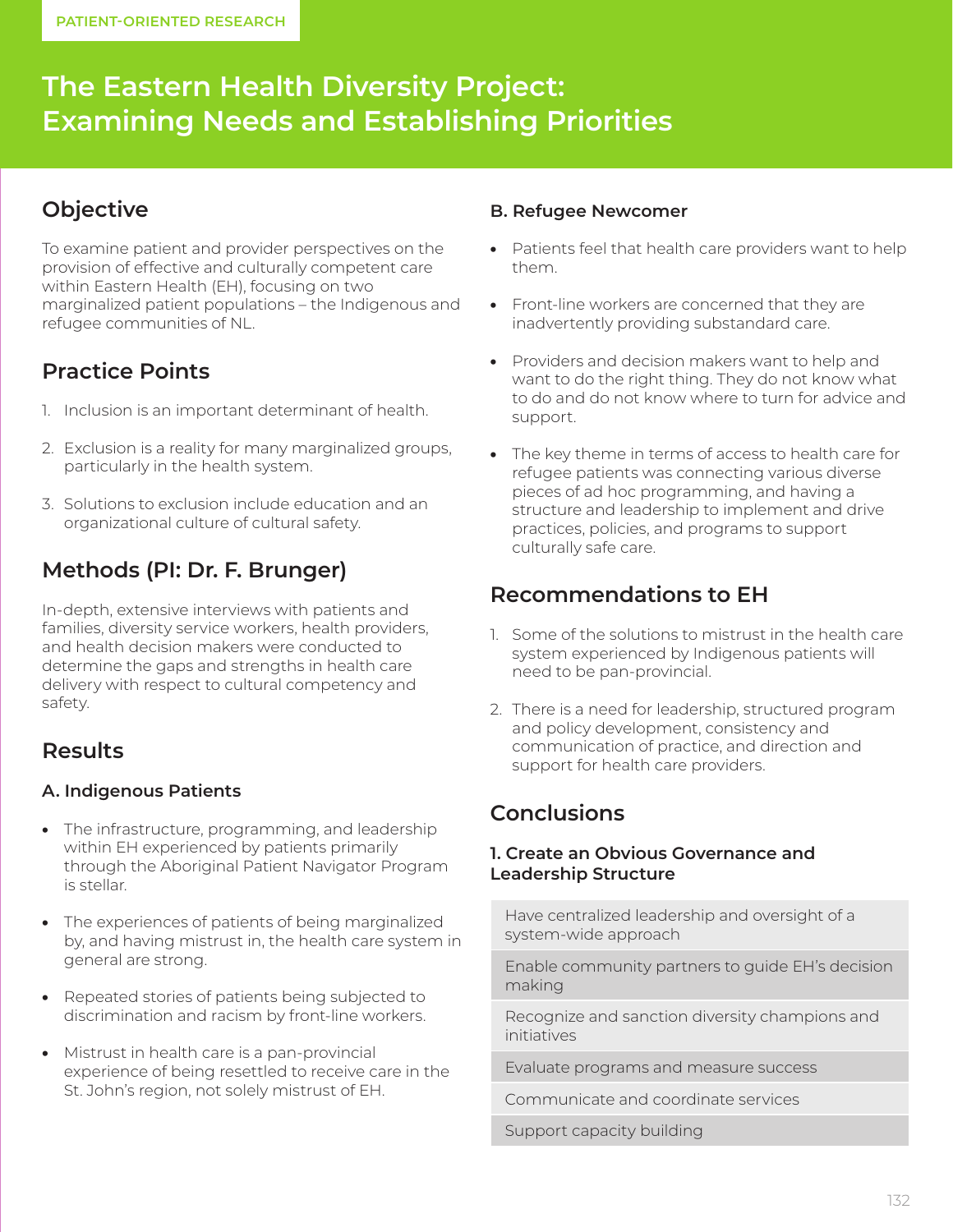PATIENT-ORIENTED RESEARCH

# The Eastern Health Diversity Project: Examining Needs and Establishing Priorities

## Objective

To examine patient and provider perspectives on the provision of effective and culturally competent care within Eastern Health (EH), focusing on two marginalized patient populations – the Indigenous and refugee communities of NL.

## Practice Points

1. Inclusion is an important determinant of health.
2. Exclusion is a reality for many marginalized groups, particularly in the health system.
3. Solutions to exclusion include education and an organizational culture of cultural safety.

## Methods (PI: Dr. F. Brunger)

In-depth, extensive interviews with patients and families, diversity service workers, health providers, and health decision makers were conducted to determine the gaps and strengths in health care delivery with respect to cultural competency and safety.

## Results

### A. Indigenous Patients

- The infrastructure, programming, and leadership within EH experienced by patients primarily through the Aboriginal Patient Navigator Program is stellar.
- The experiences of patients of being marginalized by, and having mistrust in, the health care system in general are strong.
- Repeated stories of patients being subjected to discrimination and racism by front-line workers.
- Mistrust in health care is a pan-provincial experience of being resettled to receive care in the St. John's region, not solely mistrust of EH.

### B. Refugee Newcomer

- Patients feel that health care providers want to help them.
- Front-line workers are concerned that they are inadvertently providing substandard care.
- Providers and decision makers want to help and want to do the right thing. They do not know what to do and do not know where to turn for advice and support.
- The key theme in terms of access to health care for refugee patients was connecting various diverse pieces of ad hoc programming, and having a structure and leadership to implement and drive practices, policies, and programs to support culturally safe care.

## Recommendations to EH

1. Some of the solutions to mistrust in the health care system experienced by Indigenous patients will need to be pan-provincial.
2. There is a need for leadership, structured program and policy development, consistency and communication of practice, and direction and support for health care providers.

## Conclusions

### 1. Create an Obvious Governance and Leadership Structure

- Have centralized leadership and oversight of a system-wide approach
- Enable community partners to guide EH's decision making
- Recognize and sanction diversity champions and initiatives
- Evaluate programs and measure success
- Communicate and coordinate services
- Support capacity building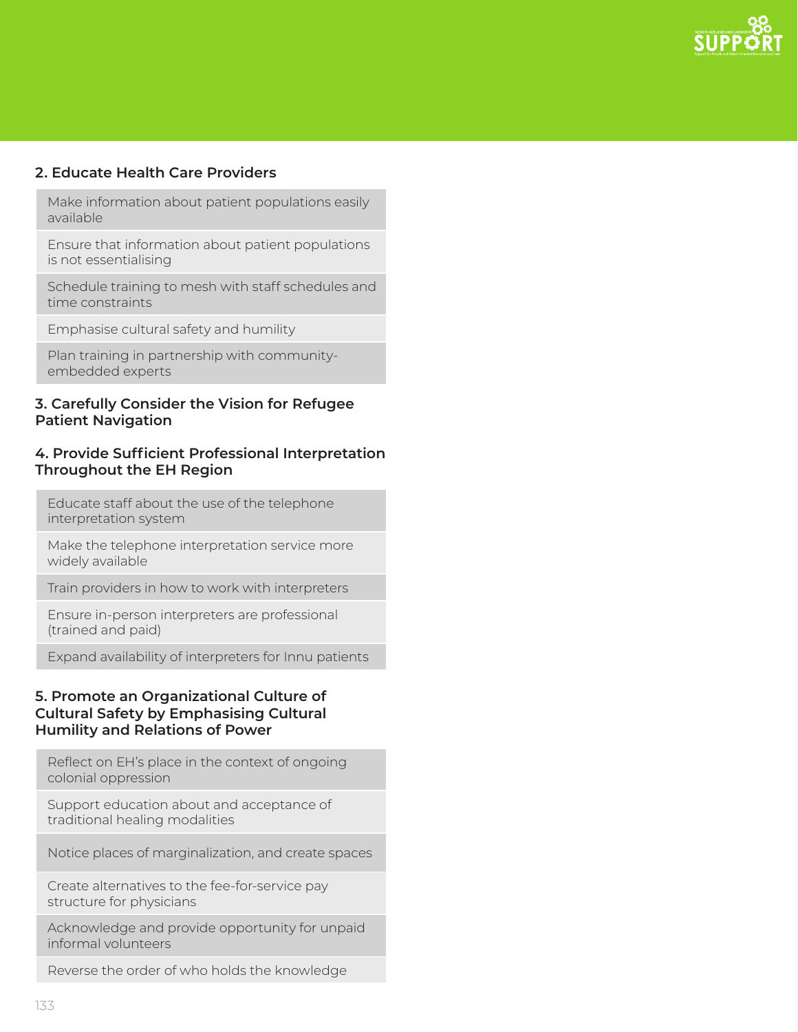## 2. Educate Health Care Providers

- Make information about patient populations easily available
- Ensure that information about patient populations is not essentialising
- Schedule training to mesh with staff schedules and time constraints
- Emphasise cultural safety and humility
- Plan training in partnership with community-embedded experts

## 3. Carefully Consider the Vision for Refugee Patient Navigation

## 4. Provide Sufficient Professional Interpretation Throughout the EH Region

- Educate staff about the use of the telephone interpretation system
- Make the telephone interpretation service more widely available
- Train providers in how to work with interpreters
- Ensure in-person interpreters are professional (trained and paid)
- Expand availability of interpreters for Innu patients

## 5. Promote an Organizational Culture of Cultural Safety by Emphasising Cultural Humility and Relations of Power

- Reflect on EH's place in the context of ongoing colonial oppression
- Support education about and acceptance of traditional healing modalities
- Notice places of marginalization, and create spaces
- Create alternatives to the fee-for-service pay structure for physicians
- Acknowledge and provide opportunity for unpaid informal volunteers
- Reverse the order of who holds the knowledge